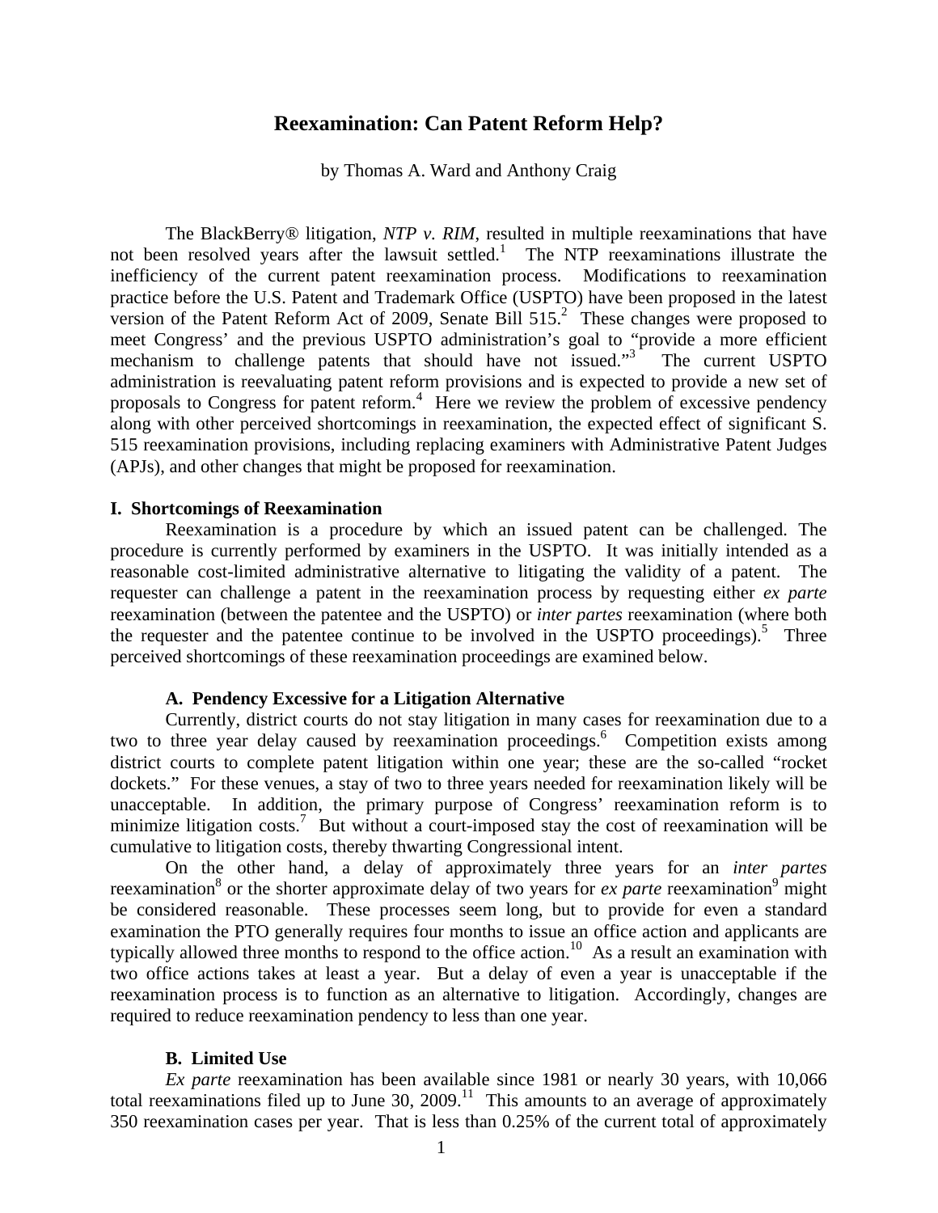# Reexamination: Can Patent Reform Help?

by Thomas A. Ward and Anthony Craig

The BlackBerry® litigation, *NTP v. RIM*, resulted in multiple reexaminations that have not been resolved years after the lawsuit settled.[1] The NTP reexaminations illustrate the inefficiency of the current patent reexamination process. Modifications to reexamination practice before the U.S. Patent and Trademark Office (USPTO) have been proposed in the latest version of the Patent Reform Act of 2009, Senate Bill 515.[2] These changes were proposed to meet Congress' and the previous USPTO administration's goal to "provide a more efficient mechanism to challenge patents that should have not issued."[3] The current USPTO administration is reevaluating patent reform provisions and is expected to provide a new set of proposals to Congress for patent reform.[4] Here we review the problem of excessive pendency along with other perceived shortcomings in reexamination, the expected effect of significant S. 515 reexamination provisions, including replacing examiners with Administrative Patent Judges (APJs), and other changes that might be proposed for reexamination.

## I. Shortcomings of Reexamination

Reexamination is a procedure by which an issued patent can be challenged. The procedure is currently performed by examiners in the USPTO. It was initially intended as a reasonable cost-limited administrative alternative to litigating the validity of a patent. The requester can challenge a patent in the reexamination process by requesting either *ex parte* reexamination (between the patentee and the USPTO) or *inter partes* reexamination (where both the requester and the patentee continue to be involved in the USPTO proceedings).[5] Three perceived shortcomings of these reexamination proceedings are examined below.

### A. Pendency Excessive for a Litigation Alternative

Currently, district courts do not stay litigation in many cases for reexamination due to a two to three year delay caused by reexamination proceedings.[6] Competition exists among district courts to complete patent litigation within one year; these are the so-called "rocket dockets." For these venues, a stay of two to three years needed for reexamination likely will be unacceptable. In addition, the primary purpose of Congress' reexamination reform is to minimize litigation costs.[7] But without a court-imposed stay the cost of reexamination will be cumulative to litigation costs, thereby thwarting Congressional intent.

On the other hand, a delay of approximately three years for an *inter partes* reexamination[8] or the shorter approximate delay of two years for *ex parte* reexamination[9] might be considered reasonable. These processes seem long, but to provide for even a standard examination the PTO generally requires four months to issue an office action and applicants are typically allowed three months to respond to the office action.[10] As a result an examination with two office actions takes at least a year. But a delay of even a year is unacceptable if the reexamination process is to function as an alternative to litigation. Accordingly, changes are required to reduce reexamination pendency to less than one year.

### B. Limited Use

*Ex parte* reexamination has been available since 1981 or nearly 30 years, with 10,066 total reexaminations filed up to June 30, 2009.[11] This amounts to an average of approximately 350 reexamination cases per year. That is less than 0.25% of the current total of approximately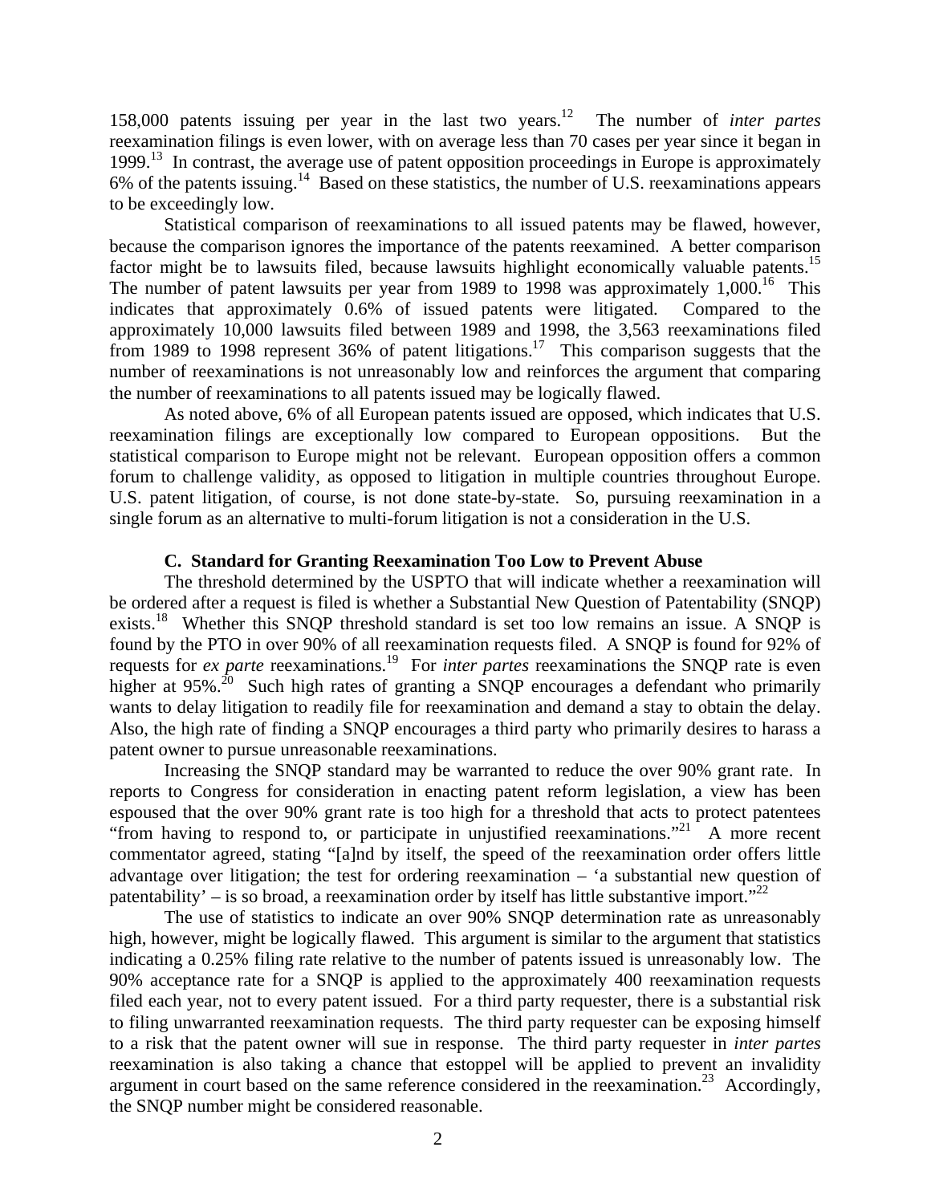158,000 patents issuing per year in the last two years.[12] The number of *inter partes* reexamination filings is even lower, with on average less than 70 cases per year since it began in 1999.[13] In contrast, the average use of patent opposition proceedings in Europe is approximately 6% of the patents issuing.[14] Based on these statistics, the number of U.S. reexaminations appears to be exceedingly low.

Statistical comparison of reexaminations to all issued patents may be flawed, however, because the comparison ignores the importance of the patents reexamined. A better comparison factor might be to lawsuits filed, because lawsuits highlight economically valuable patents.[15] The number of patent lawsuits per year from 1989 to 1998 was approximately 1,000.[16] This indicates that approximately 0.6% of issued patents were litigated. Compared to the approximately 10,000 lawsuits filed between 1989 and 1998, the 3,563 reexaminations filed from 1989 to 1998 represent 36% of patent litigations.[17] This comparison suggests that the number of reexaminations is not unreasonably low and reinforces the argument that comparing the number of reexaminations to all patents issued may be logically flawed.

As noted above, 6% of all European patents issued are opposed, which indicates that U.S. reexamination filings are exceptionally low compared to European oppositions. But the statistical comparison to Europe might not be relevant. European opposition offers a common forum to challenge validity, as opposed to litigation in multiple countries throughout Europe. U.S. patent litigation, of course, is not done state-by-state. So, pursuing reexamination in a single forum as an alternative to multi-forum litigation is not a consideration in the U.S.

### C. Standard for Granting Reexamination Too Low to Prevent Abuse

The threshold determined by the USPTO that will indicate whether a reexamination will be ordered after a request is filed is whether a Substantial New Question of Patentability (SNQP) exists.[18] Whether this SNQP threshold standard is set too low remains an issue. A SNQP is found by the PTO in over 90% of all reexamination requests filed. A SNQP is found for 92% of requests for *ex parte* reexaminations.[19] For *inter partes* reexaminations the SNQP rate is even higher at 95%.[20] Such high rates of granting a SNQP encourages a defendant who primarily wants to delay litigation to readily file for reexamination and demand a stay to obtain the delay. Also, the high rate of finding a SNQP encourages a third party who primarily desires to harass a patent owner to pursue unreasonable reexaminations.

Increasing the SNQP standard may be warranted to reduce the over 90% grant rate. In reports to Congress for consideration in enacting patent reform legislation, a view has been espoused that the over 90% grant rate is too high for a threshold that acts to protect patentees "from having to respond to, or participate in unjustified reexaminations."[21] A more recent commentator agreed, stating "[a]nd by itself, the speed of the reexamination order offers little advantage over litigation; the test for ordering reexamination – 'a substantial new question of patentability' – is so broad, a reexamination order by itself has little substantive import."[22]

The use of statistics to indicate an over 90% SNQP determination rate as unreasonably high, however, might be logically flawed. This argument is similar to the argument that statistics indicating a 0.25% filing rate relative to the number of patents issued is unreasonably low. The 90% acceptance rate for a SNQP is applied to the approximately 400 reexamination requests filed each year, not to every patent issued. For a third party requester, there is a substantial risk to filing unwarranted reexamination requests. The third party requester can be exposing himself to a risk that the patent owner will sue in response. The third party requester in *inter partes* reexamination is also taking a chance that estoppel will be applied to prevent an invalidity argument in court based on the same reference considered in the reexamination.[23] Accordingly, the SNQP number might be considered reasonable.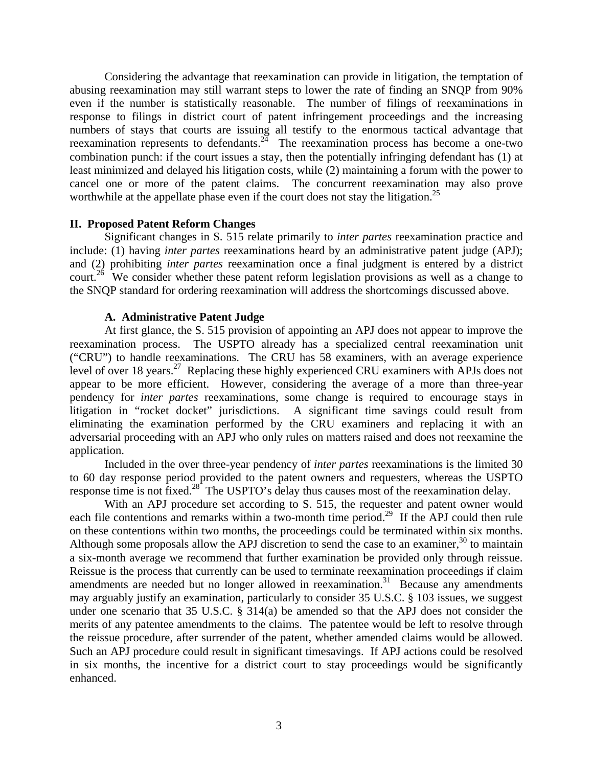Considering the advantage that reexamination can provide in litigation, the temptation of abusing reexamination may still warrant steps to lower the rate of finding an SNQP from 90% even if the number is statistically reasonable. The number of filings of reexaminations in response to filings in district court of patent infringement proceedings and the increasing numbers of stays that courts are issuing all testify to the enormous tactical advantage that reexamination represents to defendants.[24] The reexamination process has become a one-two combination punch: if the court issues a stay, then the potentially infringing defendant has (1) at least minimized and delayed his litigation costs, while (2) maintaining a forum with the power to cancel one or more of the patent claims. The concurrent reexamination may also prove worthwhile at the appellate phase even if the court does not stay the litigation.[25]

## II. Proposed Patent Reform Changes

Significant changes in S. 515 relate primarily to *inter partes* reexamination practice and include: (1) having *inter partes* reexaminations heard by an administrative patent judge (APJ); and (2) prohibiting *inter partes* reexamination once a final judgment is entered by a district court.[26] We consider whether these patent reform legislation provisions as well as a change to the SNQP standard for ordering reexamination will address the shortcomings discussed above.

### A. Administrative Patent Judge

At first glance, the S. 515 provision of appointing an APJ does not appear to improve the reexamination process. The USPTO already has a specialized central reexamination unit ("CRU") to handle reexaminations. The CRU has 58 examiners, with an average experience level of over 18 years.[27] Replacing these highly experienced CRU examiners with APJs does not appear to be more efficient. However, considering the average of a more than three-year pendency for *inter partes* reexaminations, some change is required to encourage stays in litigation in "rocket docket" jurisdictions. A significant time savings could result from eliminating the examination performed by the CRU examiners and replacing it with an adversarial proceeding with an APJ who only rules on matters raised and does not reexamine the application.

Included in the over three-year pendency of *inter partes* reexaminations is the limited 30 to 60 day response period provided to the patent owners and requesters, whereas the USPTO response time is not fixed.[28] The USPTO's delay thus causes most of the reexamination delay.

With an APJ procedure set according to S. 515, the requester and patent owner would each file contentions and remarks within a two-month time period.[29] If the APJ could then rule on these contentions within two months, the proceedings could be terminated within six months. Although some proposals allow the APJ discretion to send the case to an examiner,[30] to maintain a six-month average we recommend that further examination be provided only through reissue. Reissue is the process that currently can be used to terminate reexamination proceedings if claim amendments are needed but no longer allowed in reexamination.[31] Because any amendments may arguably justify an examination, particularly to consider 35 U.S.C. § 103 issues, we suggest under one scenario that 35 U.S.C. § 314(a) be amended so that the APJ does not consider the merits of any patentee amendments to the claims. The patentee would be left to resolve through the reissue procedure, after surrender of the patent, whether amended claims would be allowed. Such an APJ procedure could result in significant timesavings. If APJ actions could be resolved in six months, the incentive for a district court to stay proceedings would be significantly enhanced.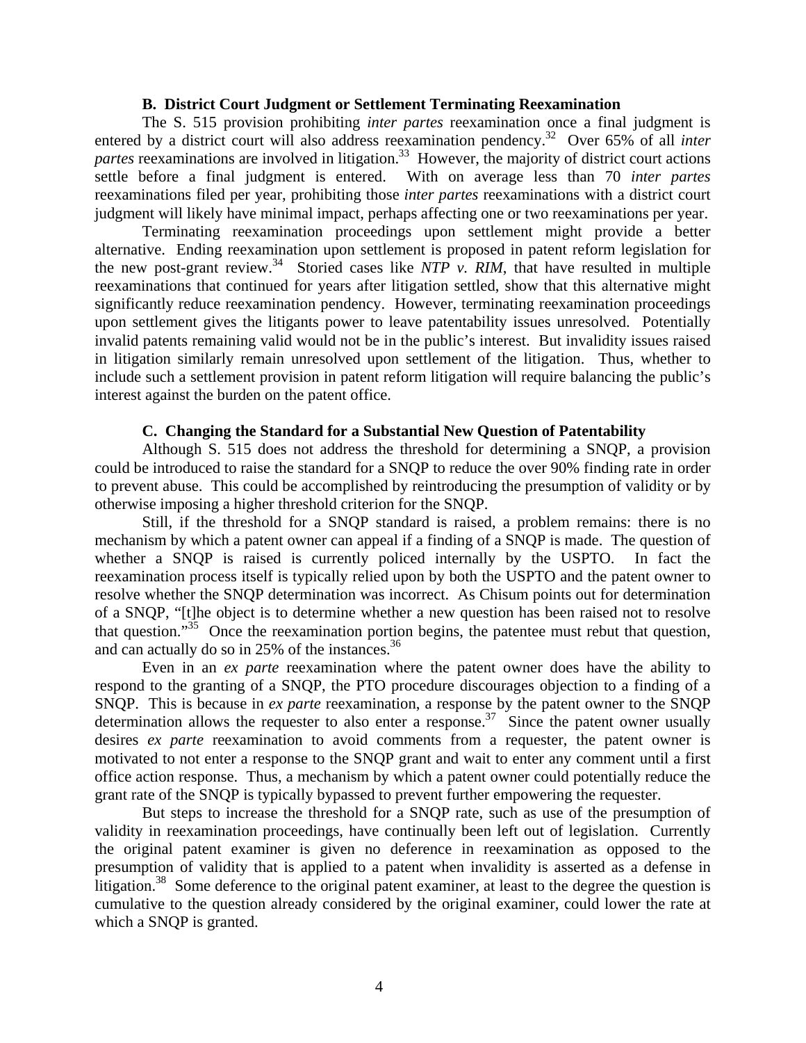### B. District Court Judgment or Settlement Terminating Reexamination

The S. 515 provision prohibiting *inter partes* reexamination once a final judgment is entered by a district court will also address reexamination pendency.[32] Over 65% of all *inter partes* reexaminations are involved in litigation.[33] However, the majority of district court actions settle before a final judgment is entered. With on average less than 70 *inter partes* reexaminations filed per year, prohibiting those *inter partes* reexaminations with a district court judgment will likely have minimal impact, perhaps affecting one or two reexaminations per year.

Terminating reexamination proceedings upon settlement might provide a better alternative. Ending reexamination upon settlement is proposed in patent reform legislation for the new post-grant review.[34] Storied cases like *NTP v. RIM*, that have resulted in multiple reexaminations that continued for years after litigation settled, show that this alternative might significantly reduce reexamination pendency. However, terminating reexamination proceedings upon settlement gives the litigants power to leave patentability issues unresolved. Potentially invalid patents remaining valid would not be in the public's interest. But invalidity issues raised in litigation similarly remain unresolved upon settlement of the litigation. Thus, whether to include such a settlement provision in patent reform litigation will require balancing the public's interest against the burden on the patent office.

### C. Changing the Standard for a Substantial New Question of Patentability

Although S. 515 does not address the threshold for determining a SNQP, a provision could be introduced to raise the standard for a SNQP to reduce the over 90% finding rate in order to prevent abuse. This could be accomplished by reintroducing the presumption of validity or by otherwise imposing a higher threshold criterion for the SNQP.

Still, if the threshold for a SNQP standard is raised, a problem remains: there is no mechanism by which a patent owner can appeal if a finding of a SNQP is made. The question of whether a SNQP is raised is currently policed internally by the USPTO. In fact the reexamination process itself is typically relied upon by both the USPTO and the patent owner to resolve whether the SNQP determination was incorrect. As Chisum points out for determination of a SNQP, "[t]he object is to determine whether a new question has been raised not to resolve that question."[35] Once the reexamination portion begins, the patentee must rebut that question, and can actually do so in 25% of the instances.[36]

Even in an *ex parte* reexamination where the patent owner does have the ability to respond to the granting of a SNQP, the PTO procedure discourages objection to a finding of a SNQP. This is because in *ex parte* reexamination, a response by the patent owner to the SNQP determination allows the requester to also enter a response.[37] Since the patent owner usually desires *ex parte* reexamination to avoid comments from a requester, the patent owner is motivated to not enter a response to the SNQP grant and wait to enter any comment until a first office action response. Thus, a mechanism by which a patent owner could potentially reduce the grant rate of the SNQP is typically bypassed to prevent further empowering the requester.

But steps to increase the threshold for a SNQP rate, such as use of the presumption of validity in reexamination proceedings, have continually been left out of legislation. Currently the original patent examiner is given no deference in reexamination as opposed to the presumption of validity that is applied to a patent when invalidity is asserted as a defense in litigation.[38] Some deference to the original patent examiner, at least to the degree the question is cumulative to the question already considered by the original examiner, could lower the rate at which a SNQP is granted.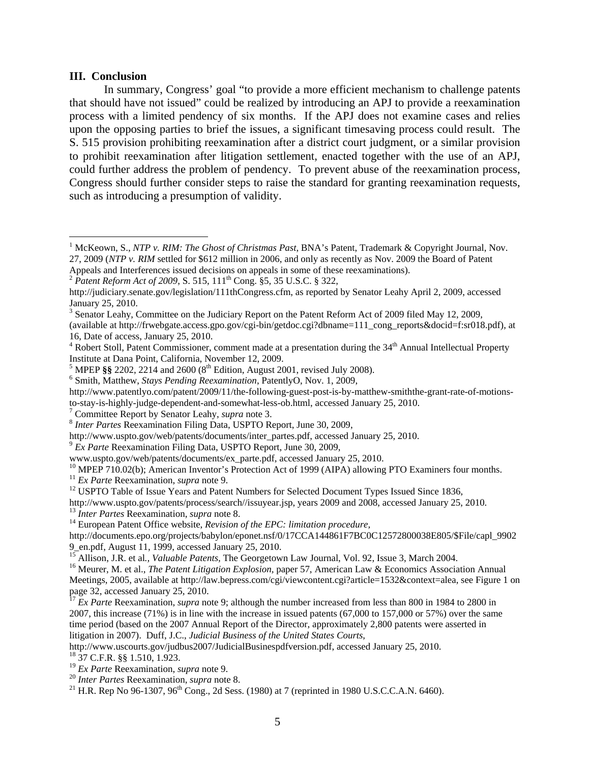## III. Conclusion

In summary, Congress' goal "to provide a more efficient mechanism to challenge patents that should have not issued" could be realized by introducing an APJ to provide a reexamination process with a limited pendency of six months. If the APJ does not examine cases and relies upon the opposing parties to brief the issues, a significant timesaving process could result. The S. 515 provision prohibiting reexamination after a district court judgment, or a similar provision to prohibit reexamination after litigation settlement, enacted together with the use of an APJ, could further address the problem of pendency. To prevent abuse of the reexamination process, Congress should further consider steps to raise the standard for granting reexamination requests, such as introducing a presumption of validity.

---

[1] McKeown, S., *NTP v. RIM: The Ghost of Christmas Past*, BNA's Patent, Trademark & Copyright Journal, Nov. 27, 2009 (*NTP v. RIM* settled for $612 million in 2006, and only as recently as Nov. 2009 the Board of Patent Appeals and Interferences issued decisions on appeals in some of these reexaminations).

[2] *Patent Reform Act of 2009*, S. 515, 111th Cong. §5, 35 U.S.C. § 322, http://judiciary.senate.gov/legislation/111thCongress.cfm, as reported by Senator Leahy April 2, 2009, accessed January 25, 2010.

[3] Senator Leahy, Committee on the Judiciary Report on the Patent Reform Act of 2009 filed May 12, 2009, (available at http://frwebgate.access.gpo.gov/cgi-bin/getdoc.cgi?dbname=111_cong_reports&docid=f:sr018.pdf), at 16, Date of access, January 25, 2010.

[4] Robert Stoll, Patent Commissioner, comment made at a presentation during the 34th Annual Intellectual Property Institute at Dana Point, California, November 12, 2009.

[5] MPEP **§§** 2202, 2214 and 2600 (8th Edition, August 2001, revised July 2008).

[6] Smith, Matthew, *Stays Pending Reexamination*, PatentlyO, Nov. 1, 2009, http://www.patentlyo.com/patent/2009/11/the-following-guest-post-is-by-matthew-smiththe-grant-rate-of-motions-to-stay-is-highly-judge-dependent-and-somewhat-less-ob.html, accessed January 25, 2010.

[7] Committee Report by Senator Leahy, *supra* note 3.

[8] *Inter Partes* Reexamination Filing Data, USPTO Report, June 30, 2009, http://www.uspto.gov/web/patents/documents/inter_partes.pdf, accessed January 25, 2010.

[9] *Ex Parte* Reexamination Filing Data, USPTO Report, June 30, 2009, www.uspto.gov/web/patents/documents/ex_parte.pdf, accessed January 25, 2010.

[10] MPEP 710.02(b); American Inventor's Protection Act of 1999 (AIPA) allowing PTO Examiners four months.

[11] *Ex Parte* Reexamination, *supra* note 9.

[12] USPTO Table of Issue Years and Patent Numbers for Selected Document Types Issued Since 1836, http://www.uspto.gov/patents/process/search//issuyear.jsp, years 2009 and 2008, accessed January 25, 2010.

[13] *Inter Partes* Reexamination, *supra* note 8.

[14] European Patent Office website, *Revision of the EPC: limitation procedure*, http://documents.epo.org/projects/babylon/eponet.nsf/0/17CCA144861F7BC0C12572800038E805/$File/capl_99029_en.pdf, August 11, 1999, accessed January 25, 2010.

[15] Allison, J.R. et al., *Valuable Patents*, The Georgetown Law Journal, Vol. 92, Issue 3, March 2004.

[16] Meurer, M. et al., *The Patent Litigation Explosion*, paper 57, American Law & Economics Association Annual Meetings, 2005, available at http://law.bepress.com/cgi/viewcontent.cgi?article=1532&context=alea, see Figure 1 on page 32, accessed January 25, 2010.

[17] *Ex Parte* Reexamination, *supra* note 9; although the number increased from less than 800 in 1984 to 2800 in 2007, this increase (71%) is in line with the increase in issued patents (67,000 to 157,000 or 57%) over the same time period (based on the 2007 Annual Report of the Director, approximately 2,800 patents were asserted in litigation in 2007). Duff, J.C., *Judicial Business of the United States Courts*, http://www.uscourts.gov/judbus2007/JudicialBusinespdfversion.pdf, accessed January 25, 2010.

[18] 37 C.F.R. §§ 1.510, 1.923.

[19] *Ex Parte* Reexamination, *supra* note 9.

[20] *Inter Partes* Reexamination, *supra* note 8.

[21] H.R. Rep No 96-1307, 96th Cong., 2d Sess. (1980) at 7 (reprinted in 1980 U.S.C.C.A.N. 6460).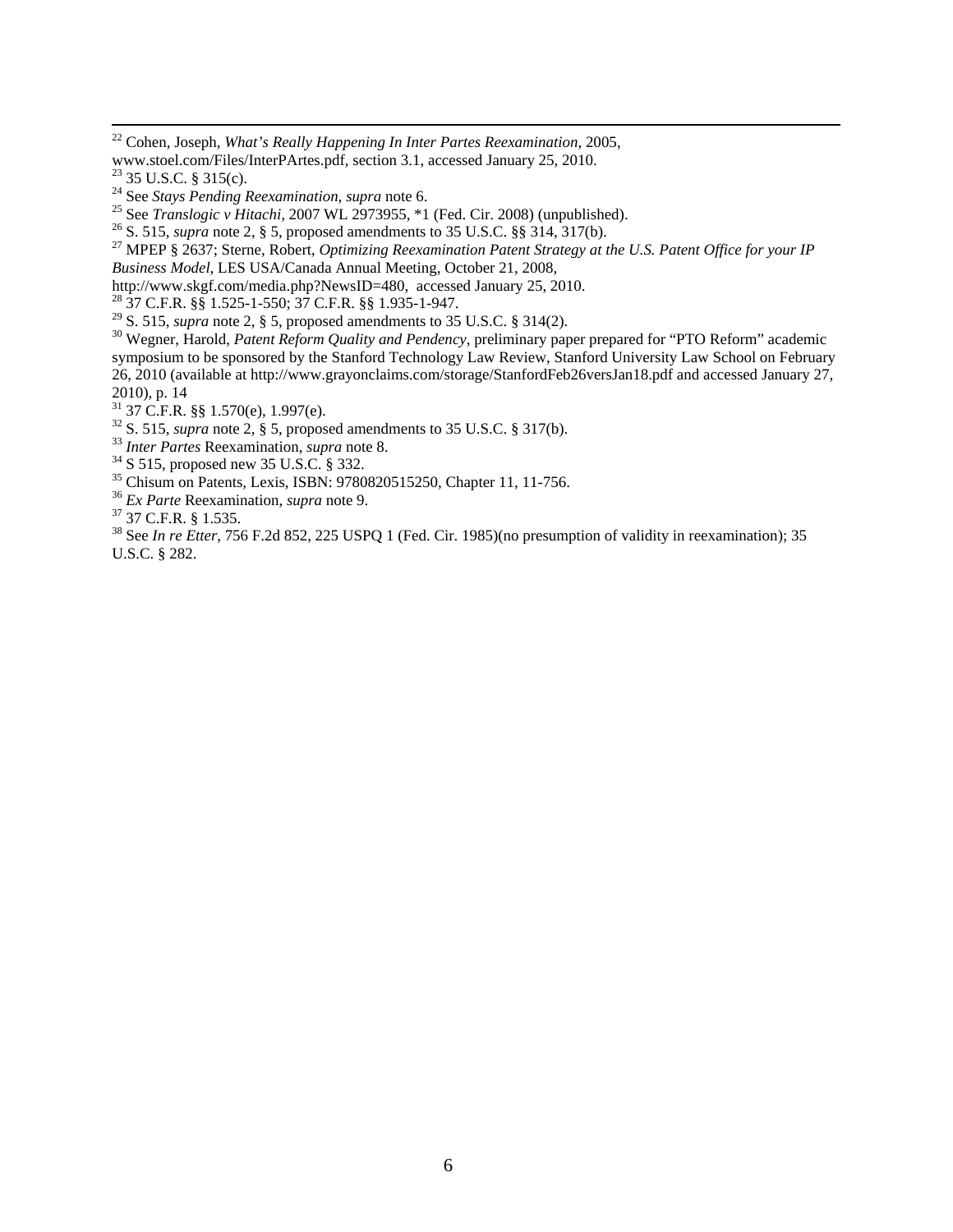[22] Cohen, Joseph, *What's Really Happening In Inter Partes Reexamination*, 2005, www.stoel.com/Files/InterPArtes.pdf, section 3.1, accessed January 25, 2010.

[23] 35 U.S.C. § 315(c).

[24] See *Stays Pending Reexamination*, *supra* note 6.

[25] See *Translogic v Hitachi*, 2007 WL 2973955, *1 (Fed. Cir. 2008) (unpublished).

[26] S. 515, *supra* note 2, § 5, proposed amendments to 35 U.S.C. §§ 314, 317(b).

[27] MPEP § 2637; Sterne, Robert, *Optimizing Reexamination Patent Strategy at the U.S. Patent Office for your IP Business Model*, LES USA/Canada Annual Meeting, October 21, 2008, http://www.skgf.com/media.php?NewsID=480, accessed January 25, 2010.

[28] 37 C.F.R. §§ 1.525-1-550; 37 C.F.R. §§ 1.935-1-947.

[29] S. 515, *supra* note 2, § 5, proposed amendments to 35 U.S.C. § 314(2).

[30] Wegner, Harold, *Patent Reform Quality and Pendency*, preliminary paper prepared for "PTO Reform" academic symposium to be sponsored by the Stanford Technology Law Review, Stanford University Law School on February 26, 2010 (available at http://www.grayonclaims.com/storage/StanfordFeb26versJan18.pdf and accessed January 27, 2010), p. 14

[31] 37 C.F.R. §§ 1.570(e), 1.997(e).

[32] S. 515, *supra* note 2, § 5, proposed amendments to 35 U.S.C. § 317(b).

[33] *Inter Partes* Reexamination, *supra* note 8.

[34] S 515, proposed new 35 U.S.C. § 332.

[35] Chisum on Patents, Lexis, ISBN: 9780820515250, Chapter 11, 11-756.

[36] *Ex Parte* Reexamination, *supra* note 9.

[37] 37 C.F.R. § 1.535.

[38] See *In re Etter*, 756 F.2d 852, 225 USPQ 1 (Fed. Cir. 1985)(no presumption of validity in reexamination); 35 U.S.C. § 282.